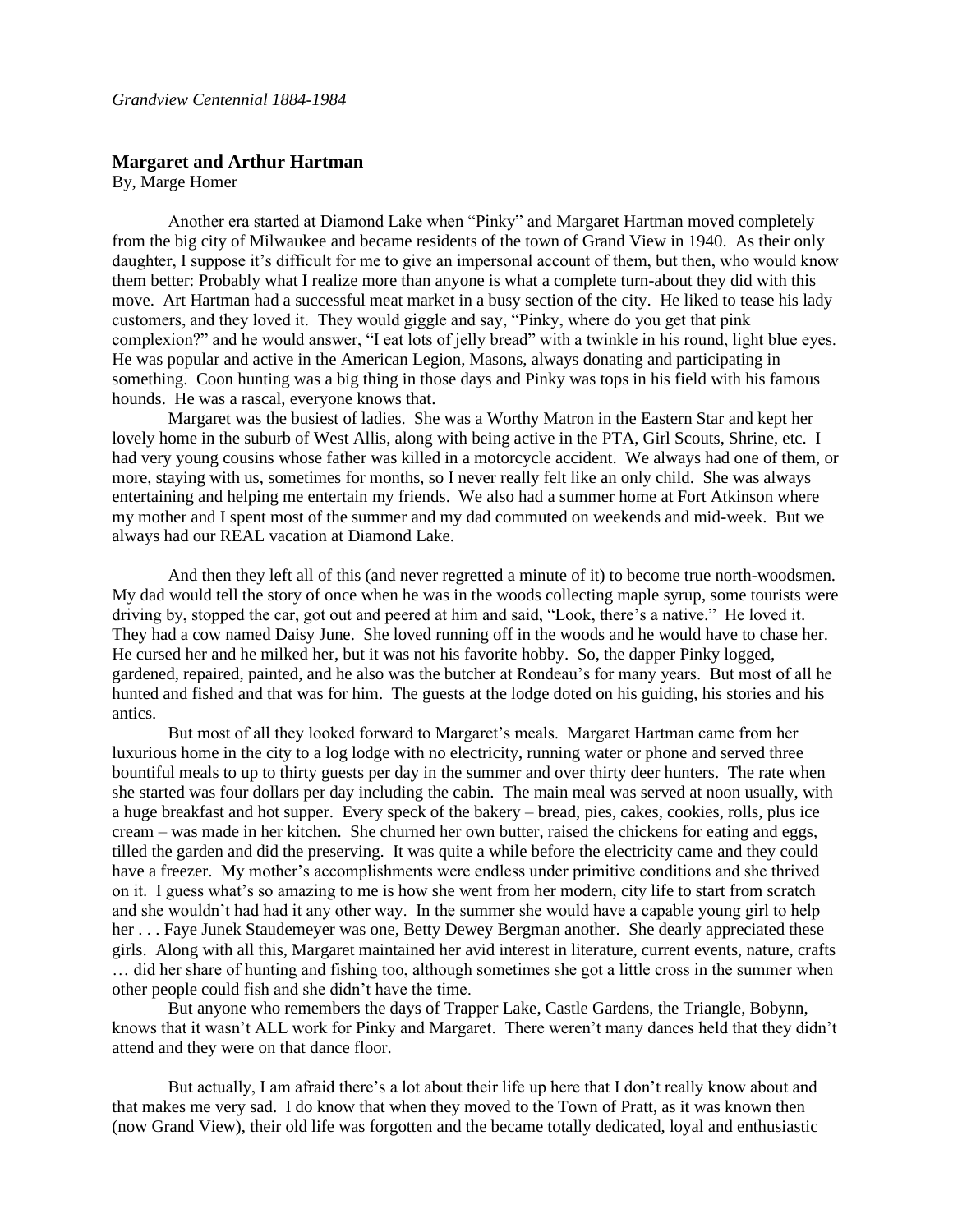*Grandview Centennial 1884-1984*

## Margaret and Arthur Hartman

By, Marge Homer

Another era started at Diamond Lake when "Pinky" and Margaret Hartman moved completely from the big city of Milwaukee and became residents of the town of Grand View in 1940. As their only daughter, I suppose it's difficult for me to give an impersonal account of them, but then, who would know them better: Probably what I realize more than anyone is what a complete turn-about they did with this move. Art Hartman had a successful meat market in a busy section of the city. He liked to tease his lady customers, and they loved it. They would giggle and say, "Pinky, where do you get that pink complexion?" and he would answer, "I eat lots of jelly bread" with a twinkle in his round, light blue eyes. He was popular and active in the American Legion, Masons, always donating and participating in something. Coon hunting was a big thing in those days and Pinky was tops in his field with his famous hounds. He was a rascal, everyone knows that.

Margaret was the busiest of ladies. She was a Worthy Matron in the Eastern Star and kept her lovely home in the suburb of West Allis, along with being active in the PTA, Girl Scouts, Shrine, etc. I had very young cousins whose father was killed in a motorcycle accident. We always had one of them, or more, staying with us, sometimes for months, so I never really felt like an only child. She was always entertaining and helping me entertain my friends. We also had a summer home at Fort Atkinson where my mother and I spent most of the summer and my dad commuted on weekends and mid-week. But we always had our REAL vacation at Diamond Lake.

And then they left all of this (and never regretted a minute of it) to become true north-woodsmen. My dad would tell the story of once when he was in the woods collecting maple syrup, some tourists were driving by, stopped the car, got out and peered at him and said, "Look, there's a native." He loved it. They had a cow named Daisy June. She loved running off in the woods and he would have to chase her. He cursed her and he milked her, but it was not his favorite hobby. So, the dapper Pinky logged, gardened, repaired, painted, and he also was the butcher at Rondeau's for many years. But most of all he hunted and fished and that was for him. The guests at the lodge doted on his guiding, his stories and his antics.

But most of all they looked forward to Margaret's meals. Margaret Hartman came from her luxurious home in the city to a log lodge with no electricity, running water or phone and served three bountiful meals to up to thirty guests per day in the summer and over thirty deer hunters. The rate when she started was four dollars per day including the cabin. The main meal was served at noon usually, with a huge breakfast and hot supper. Every speck of the bakery – bread, pies, cakes, cookies, rolls, plus ice cream – was made in her kitchen. She churned her own butter, raised the chickens for eating and eggs, tilled the garden and did the preserving. It was quite a while before the electricity came and they could have a freezer. My mother's accomplishments were endless under primitive conditions and she thrived on it. I guess what's so amazing to me is how she went from her modern, city life to start from scratch and she wouldn't had had it any other way. In the summer she would have a capable young girl to help her . . . Faye Junek Staudemeyer was one, Betty Dewey Bergman another. She dearly appreciated these girls. Along with all this, Margaret maintained her avid interest in literature, current events, nature, crafts … did her share of hunting and fishing too, although sometimes she got a little cross in the summer when other people could fish and she didn't have the time.

But anyone who remembers the days of Trapper Lake, Castle Gardens, the Triangle, Bobynn, knows that it wasn't ALL work for Pinky and Margaret. There weren't many dances held that they didn't attend and they were on that dance floor.

But actually, I am afraid there's a lot about their life up here that I don't really know about and that makes me very sad. I do know that when they moved to the Town of Pratt, as it was known then (now Grand View), their old life was forgotten and the became totally dedicated, loyal and enthusiastic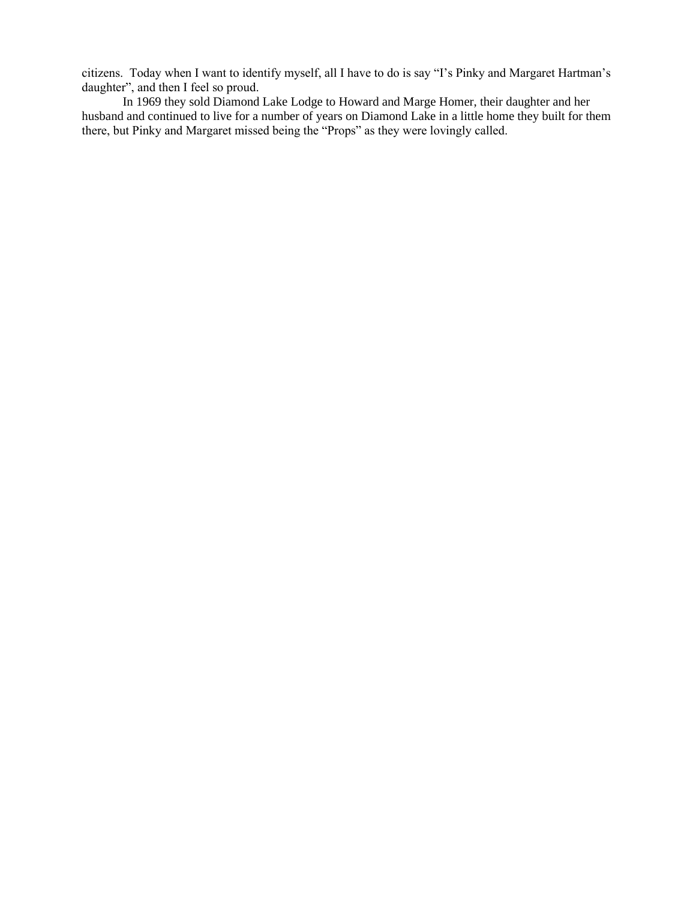citizens. Today when I want to identify myself, all I have to do is say "I's Pinky and Margaret Hartman's daughter", and then I feel so proud.

In 1969 they sold Diamond Lake Lodge to Howard and Marge Homer, their daughter and her husband and continued to live for a number of years on Diamond Lake in a little home they built for them there, but Pinky and Margaret missed being the "Props" as they were lovingly called.